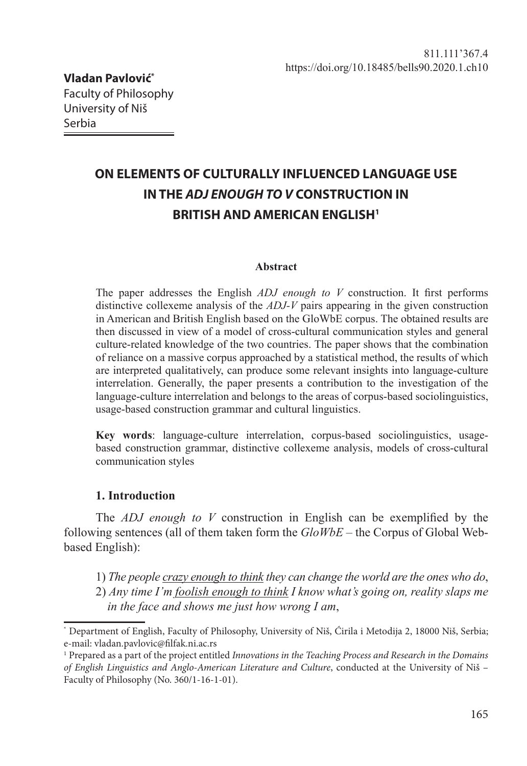811.111'367.4
https://doi.org/10.18485/bells90.2020.1.ch10

**Vladan Pavlović**[*]
Faculty of Philosophy
University of Niš
Serbia

# ON ELEMENTS OF CULTURALLY INFLUENCED LANGUAGE USE IN THE *ADJ ENOUGH TO V* CONSTRUCTION IN BRITISH AND AMERICAN ENGLISH[1]

**Abstract**

The paper addresses the English *ADJ enough to V* construction. It first performs distinctive collexeme analysis of the *ADJ-V* pairs appearing in the given construction in American and British English based on the GloWbE corpus. The obtained results are then discussed in view of a model of cross-cultural communication styles and general culture-related knowledge of the two countries. The paper shows that the combination of reliance on a massive corpus approached by a statistical method, the results of which are interpreted qualitatively, can produce some relevant insights into language-culture interrelation. Generally, the paper presents a contribution to the investigation of the language-culture interrelation and belongs to the areas of corpus-based sociolinguistics, usage-based construction grammar and cultural linguistics.

**Key words**: language-culture interrelation, corpus-based sociolinguistics, usage-based construction grammar, distinctive collexeme analysis, models of cross-cultural communication styles

## 1. Introduction

The *ADJ enough to V* construction in English can be exemplified by the following sentences (all of them taken form the *GloWbE* – the Corpus of Global Web-based English):

1) *The people crazy enough to think they can change the world are the ones who do*,
2) *Any time I'm foolish enough to think I know what's going on, reality slaps me in the face and shows me just how wrong I am*,

---

[*] Department of English, Faculty of Philosophy, University of Niš, Ćirila i Metodija 2, 18000 Niš, Serbia; e-mail: vladan.pavlovic@filfak.ni.ac.rs

[1] Prepared as a part of the project entitled *Innovations in the Teaching Process and Research in the Domains of English Linguistics and Anglo-American Literature and Culture*, conducted at the University of Niš – Faculty of Philosophy (No. 360/1-16-1-01).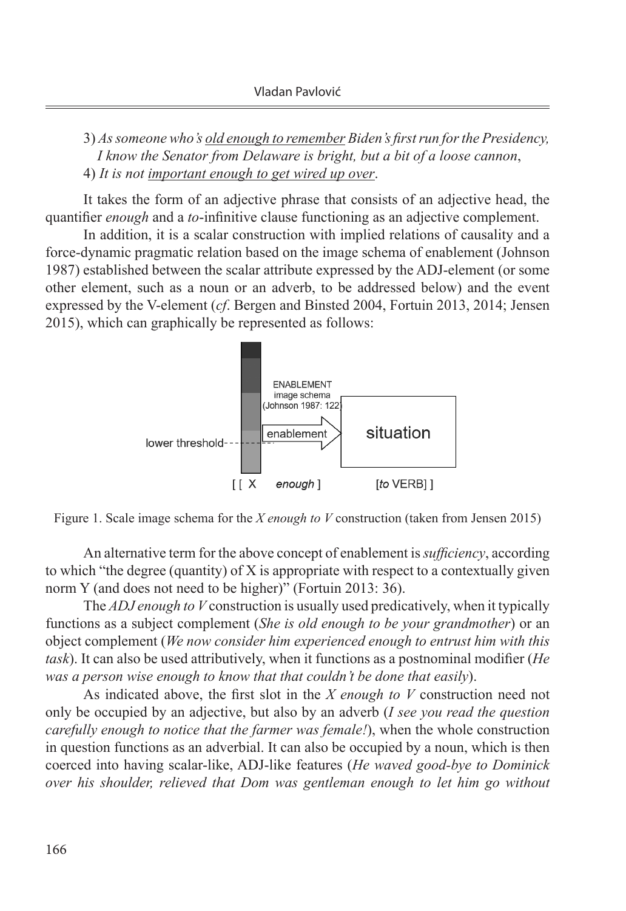3) *As someone who's* <u>*old enough to remember*</u> *Biden's first run for the Presidency, I know the Senator from Delaware is bright, but a bit of a loose cannon*,

4) *It is not* <u>*important enough to get wired up over*</u>.

It takes the form of an adjective phrase that consists of an adjective head, the quantifier *enough* and a *to*-infinitive clause functioning as an adjective complement.

In addition, it is a scalar construction with implied relations of causality and a force-dynamic pragmatic relation based on the image schema of enablement (Johnson 1987) established between the scalar attribute expressed by the ADJ-element (or some other element, such as a noun or an adverb, to be addressed below) and the event expressed by the V-element (*cf*. Bergen and Binsted 2004, Fortuin 2013, 2014; Jensen 2015), which can graphically be represented as follows:

Figure 1. Scale image schema for the *X enough to V* construction (taken from Jensen 2015)

An alternative term for the above concept of enablement is *sufficiency*, according to which "the degree (quantity) of X is appropriate with respect to a contextually given norm Y (and does not need to be higher)" (Fortuin 2013: 36).

The *ADJ enough to V* construction is usually used predicatively, when it typically functions as a subject complement (*She is old enough to be your grandmother*) or an object complement (*We now consider him experienced enough to entrust him with this task*). It can also be used attributively, when it functions as a postnominal modifier (*He was a person wise enough to know that that couldn't be done that easily*).

As indicated above, the first slot in the *X enough to V* construction need not only be occupied by an adjective, but also by an adverb (*I see you read the question carefully enough to notice that the farmer was female!*), when the whole construction in question functions as an adverbial. It can also be occupied by a noun, which is then coerced into having scalar-like, ADJ-like features (*He waved good-bye to Dominick over his shoulder, relieved that Dom was gentleman enough to let him go without*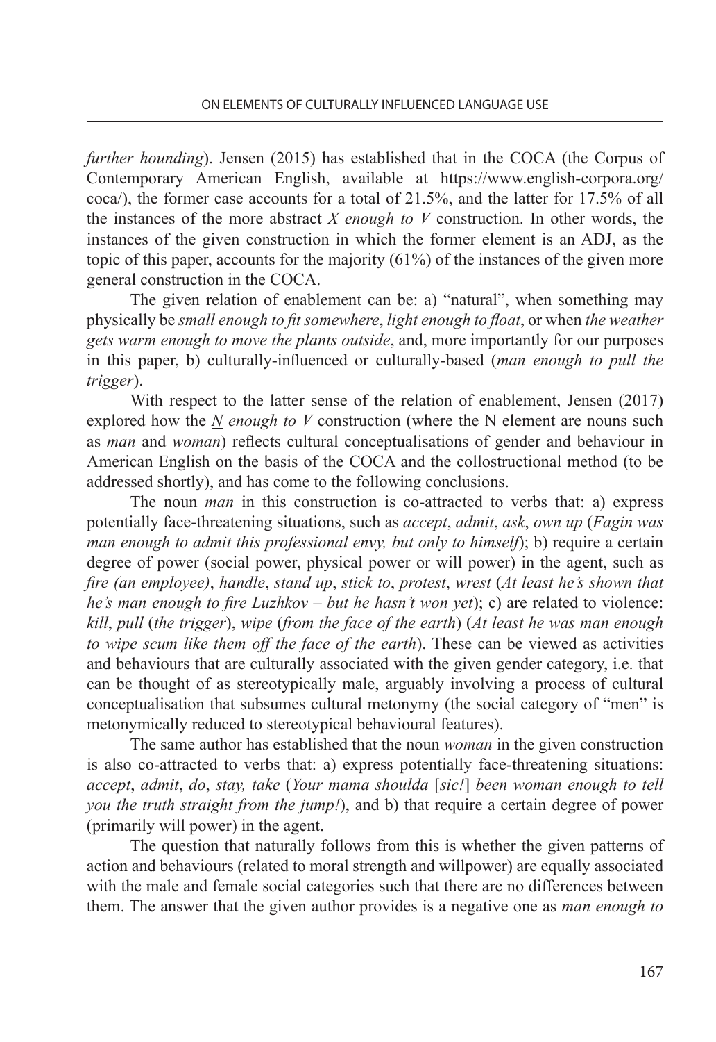*further hounding*). Jensen (2015) has established that in the COCA (the Corpus of Contemporary American English, available at https://www.english-corpora.org/coca/), the former case accounts for a total of 21.5%, and the latter for 17.5% of all the instances of the more abstract *X enough to V* construction. In other words, the instances of the given construction in which the former element is an ADJ, as the topic of this paper, accounts for the majority (61%) of the instances of the given more general construction in the COCA.

The given relation of enablement can be: a) "natural", when something may physically be *small enough to fit somewhere*, *light enough to float*, or when *the weather gets warm enough to move the plants outside*, and, more importantly for our purposes in this paper, b) culturally-influenced or culturally-based (*man enough to pull the trigger*).

With respect to the latter sense of the relation of enablement, Jensen (2017) explored how the <u>*N*</u> *enough to V* construction (where the N element are nouns such as *man* and *woman*) reflects cultural conceptualisations of gender and behaviour in American English on the basis of the COCA and the collostructional method (to be addressed shortly), and has come to the following conclusions.

The noun *man* in this construction is co-attracted to verbs that: a) express potentially face-threatening situations, such as *accept*, *admit*, *ask*, *own up* (*Fagin was man enough to admit this professional envy, but only to himself*); b) require a certain degree of power (social power, physical power or will power) in the agent, such as *fire (an employee)*, *handle*, *stand up*, *stick to*, *protest*, *wrest* (*At least he's shown that he's man enough to fire Luzhkov – but he hasn't won yet*); c) are related to violence: *kill*, *pull* (*the trigger*), *wipe* (*from the face of the earth*) (*At least he was man enough to wipe scum like them off the face of the earth*). These can be viewed as activities and behaviours that are culturally associated with the given gender category, i.e. that can be thought of as stereotypically male, arguably involving a process of cultural conceptualisation that subsumes cultural metonymy (the social category of "men" is metonymically reduced to stereotypical behavioural features).

The same author has established that the noun *woman* in the given construction is also co-attracted to verbs that: a) express potentially face-threatening situations: *accept*, *admit*, *do*, *stay, take* (*Your mama shoulda* [*sic!*] *been woman enough to tell you the truth straight from the jump!*), and b) that require a certain degree of power (primarily will power) in the agent.

The question that naturally follows from this is whether the given patterns of action and behaviours (related to moral strength and willpower) are equally associated with the male and female social categories such that there are no differences between them. The answer that the given author provides is a negative one as *man enough to*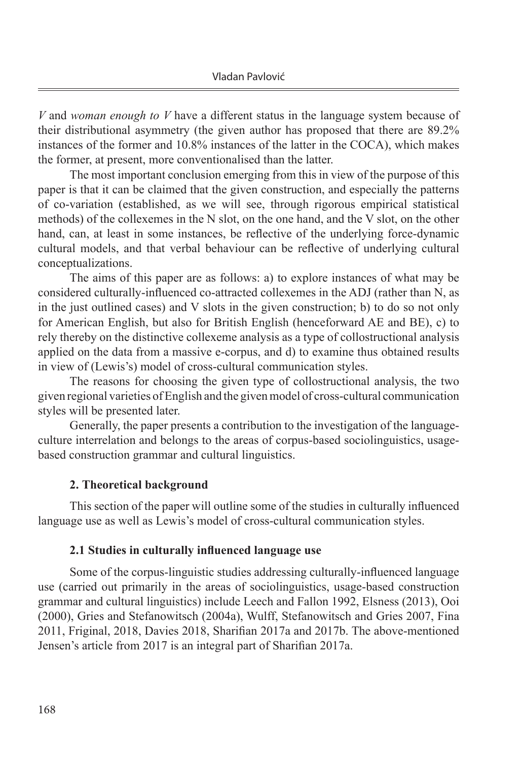*V* and *woman enough to V* have a different status in the language system because of their distributional asymmetry (the given author has proposed that there are 89.2% instances of the former and 10.8% instances of the latter in the COCA), which makes the former, at present, more conventionalised than the latter.

The most important conclusion emerging from this in view of the purpose of this paper is that it can be claimed that the given construction, and especially the patterns of co-variation (established, as we will see, through rigorous empirical statistical methods) of the collexemes in the N slot, on the one hand, and the V slot, on the other hand, can, at least in some instances, be reflective of the underlying force-dynamic cultural models, and that verbal behaviour can be reflective of underlying cultural conceptualizations.

The aims of this paper are as follows: a) to explore instances of what may be considered culturally-influenced co-attracted collexemes in the ADJ (rather than N, as in the just outlined cases) and V slots in the given construction; b) to do so not only for American English, but also for British English (henceforward AE and BE), c) to rely thereby on the distinctive collexeme analysis as a type of collostructional analysis applied on the data from a massive e-corpus, and d) to examine thus obtained results in view of (Lewis's) model of cross-cultural communication styles.

The reasons for choosing the given type of collostructional analysis, the two given regional varieties of English and the given model of cross-cultural communication styles will be presented later.

Generally, the paper presents a contribution to the investigation of the language-culture interrelation and belongs to the areas of corpus-based sociolinguistics, usage-based construction grammar and cultural linguistics.

## 2. Theoretical background

This section of the paper will outline some of the studies in culturally influenced language use as well as Lewis's model of cross-cultural communication styles.

### 2.1 Studies in culturally influenced language use

Some of the corpus-linguistic studies addressing culturally-influenced language use (carried out primarily in the areas of sociolinguistics, usage-based construction grammar and cultural linguistics) include Leech and Fallon 1992, Elsness (2013), Ooi (2000), Gries and Stefanowitsch (2004a), Wulff, Stefanowitsch and Gries 2007, Fina 2011, Friginal, 2018, Davies 2018, Sharifian 2017a and 2017b. The above-mentioned Jensen's article from 2017 is an integral part of Sharifian 2017a.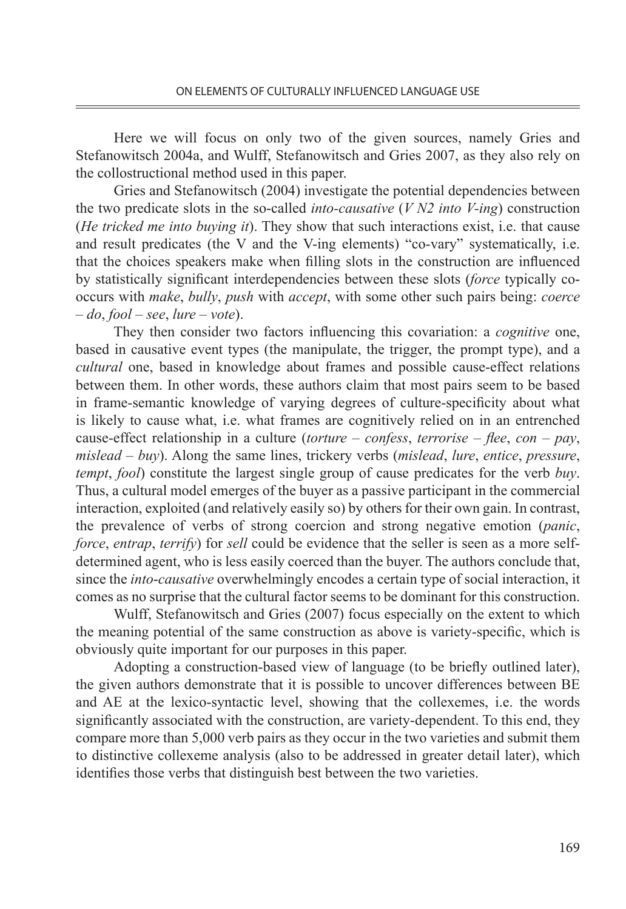Here we will focus on only two of the given sources, namely Gries and Stefanowitsch 2004a, and Wulff, Stefanowitsch and Gries 2007, as they also rely on the collostructional method used in this paper.

Gries and Stefanowitsch (2004) investigate the potential dependencies between the two predicate slots in the so-called *into-causative* (*V N2 into V-ing*) construction (*He tricked me into buying it*). They show that such interactions exist, i.e. that cause and result predicates (the V and the V-ing elements) "co-vary" systematically, i.e. that the choices speakers make when filling slots in the construction are influenced by statistically significant interdependencies between these slots (*force* typically co-occurs with *make*, *bully*, *push* with *accept*, with some other such pairs being: *coerce – do*, *fool – see*, *lure – vote*).

They then consider two factors influencing this covariation: a *cognitive* one, based in causative event types (the manipulate, the trigger, the prompt type), and a *cultural* one, based in knowledge about frames and possible cause-effect relations between them. In other words, these authors claim that most pairs seem to be based in frame-semantic knowledge of varying degrees of culture-specificity about what is likely to cause what, i.e. what frames are cognitively relied on in an entrenched cause-effect relationship in a culture (*torture – confess*, *terrorise – flee*, *con – pay*, *mislead – buy*). Along the same lines, trickery verbs (*mislead*, *lure*, *entice*, *pressure*, *tempt*, *fool*) constitute the largest single group of cause predicates for the verb *buy*. Thus, a cultural model emerges of the buyer as a passive participant in the commercial interaction, exploited (and relatively easily so) by others for their own gain. In contrast, the prevalence of verbs of strong coercion and strong negative emotion (*panic*, *force*, *entrap*, *terrify*) for *sell* could be evidence that the seller is seen as a more self-determined agent, who is less easily coerced than the buyer. The authors conclude that, since the *into-causative* overwhelmingly encodes a certain type of social interaction, it comes as no surprise that the cultural factor seems to be dominant for this construction.

Wulff, Stefanowitsch and Gries (2007) focus especially on the extent to which the meaning potential of the same construction as above is variety-specific, which is obviously quite important for our purposes in this paper.

Adopting a construction-based view of language (to be briefly outlined later), the given authors demonstrate that it is possible to uncover differences between BE and AE at the lexico-syntactic level, showing that the collexemes, i.e. the words significantly associated with the construction, are variety-dependent. To this end, they compare more than 5,000 verb pairs as they occur in the two varieties and submit them to distinctive collexeme analysis (also to be addressed in greater detail later), which identifies those verbs that distinguish best between the two varieties.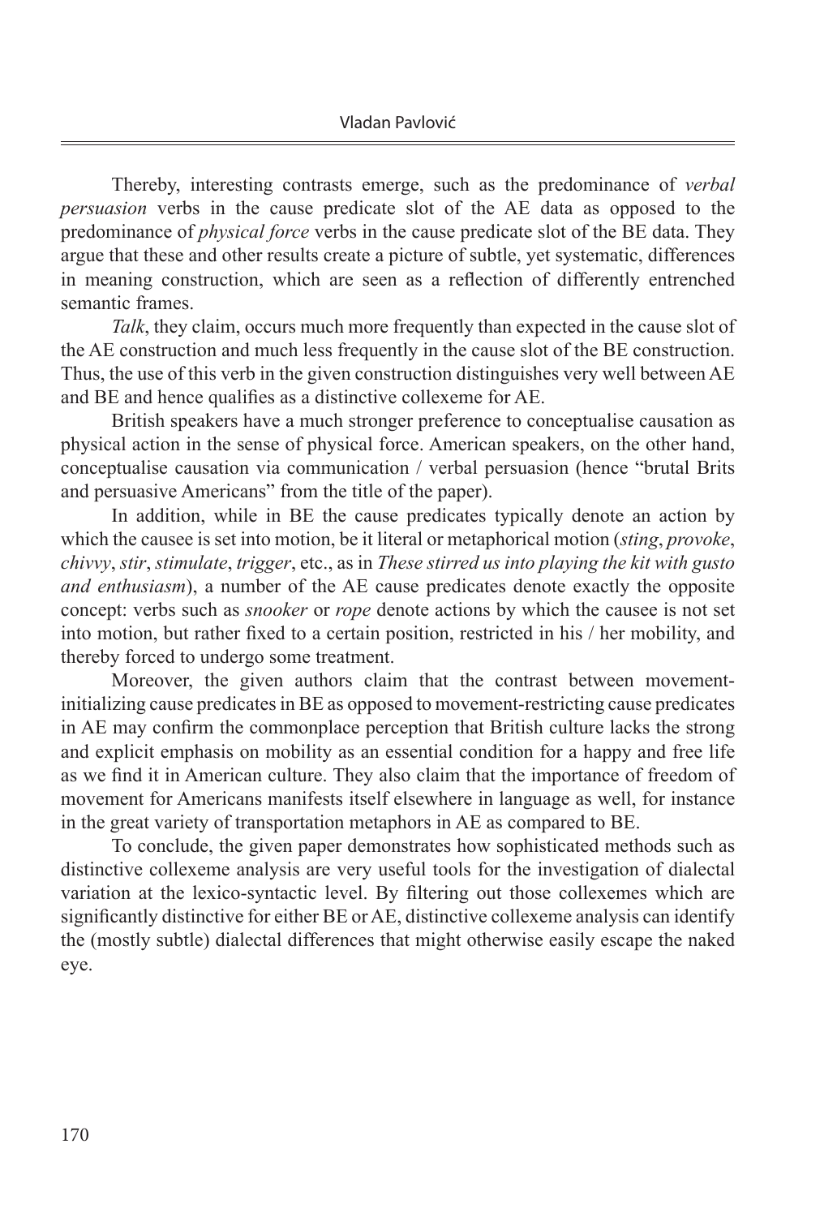Thereby, interesting contrasts emerge, such as the predominance of *verbal persuasion* verbs in the cause predicate slot of the AE data as opposed to the predominance of *physical force* verbs in the cause predicate slot of the BE data. They argue that these and other results create a picture of subtle, yet systematic, differences in meaning construction, which are seen as a reflection of differently entrenched semantic frames.

*Talk*, they claim, occurs much more frequently than expected in the cause slot of the AE construction and much less frequently in the cause slot of the BE construction. Thus, the use of this verb in the given construction distinguishes very well between AE and BE and hence qualifies as a distinctive collexeme for AE.

British speakers have a much stronger preference to conceptualise causation as physical action in the sense of physical force. American speakers, on the other hand, conceptualise causation via communication / verbal persuasion (hence "brutal Brits and persuasive Americans" from the title of the paper).

In addition, while in BE the cause predicates typically denote an action by which the causee is set into motion, be it literal or metaphorical motion (*sting*, *provoke*, *chivvy*, *stir*, *stimulate*, *trigger*, etc., as in *These stirred us into playing the kit with gusto and enthusiasm*), a number of the AE cause predicates denote exactly the opposite concept: verbs such as *snooker* or *rope* denote actions by which the causee is not set into motion, but rather fixed to a certain position, restricted in his / her mobility, and thereby forced to undergo some treatment.

Moreover, the given authors claim that the contrast between movement-initializing cause predicates in BE as opposed to movement-restricting cause predicates in AE may confirm the commonplace perception that British culture lacks the strong and explicit emphasis on mobility as an essential condition for a happy and free life as we find it in American culture. They also claim that the importance of freedom of movement for Americans manifests itself elsewhere in language as well, for instance in the great variety of transportation metaphors in AE as compared to BE.

To conclude, the given paper demonstrates how sophisticated methods such as distinctive collexeme analysis are very useful tools for the investigation of dialectal variation at the lexico-syntactic level. By filtering out those collexemes which are significantly distinctive for either BE or AE, distinctive collexeme analysis can identify the (mostly subtle) dialectal differences that might otherwise easily escape the naked eye.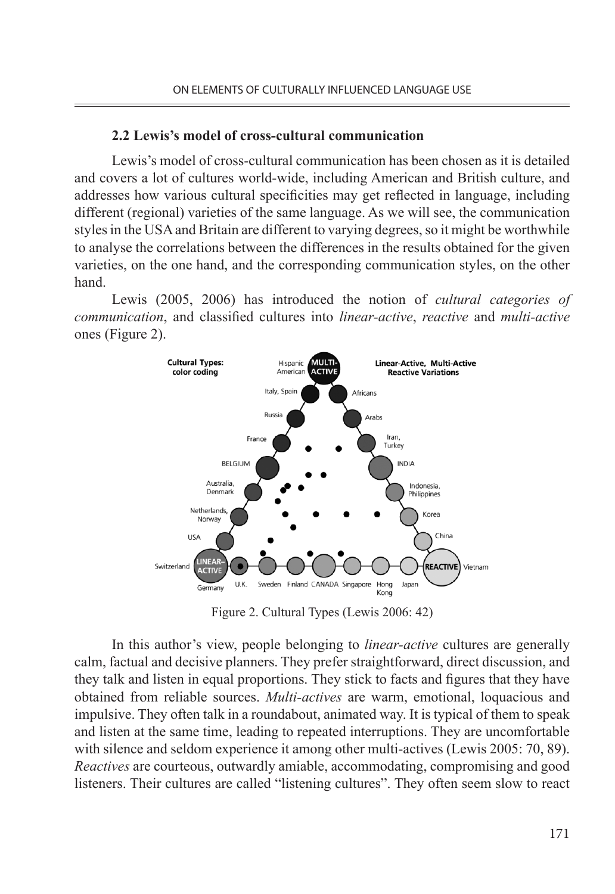### 2.2 Lewis's model of cross-cultural communication

Lewis's model of cross-cultural communication has been chosen as it is detailed and covers a lot of cultures world-wide, including American and British culture, and addresses how various cultural specificities may get reflected in language, including different (regional) varieties of the same language. As we will see, the communication styles in the USA and Britain are different to varying degrees, so it might be worthwhile to analyse the correlations between the differences in the results obtained for the given varieties, on the one hand, and the corresponding communication styles, on the other hand.

Lewis (2005, 2006) has introduced the notion of *cultural categories of communication*, and classified cultures into *linear-active*, *reactive* and *multi-active* ones (Figure 2).

Figure 2. Cultural Types (Lewis 2006: 42)

In this author's view, people belonging to *linear-active* cultures are generally calm, factual and decisive planners. They prefer straightforward, direct discussion, and they talk and listen in equal proportions. They stick to facts and figures that they have obtained from reliable sources. *Multi-actives* are warm, emotional, loquacious and impulsive. They often talk in a roundabout, animated way. It is typical of them to speak and listen at the same time, leading to repeated interruptions. They are uncomfortable with silence and seldom experience it among other multi-actives (Lewis 2005: 70, 89). *Reactives* are courteous, outwardly amiable, accommodating, compromising and good listeners. Their cultures are called "listening cultures". They often seem slow to react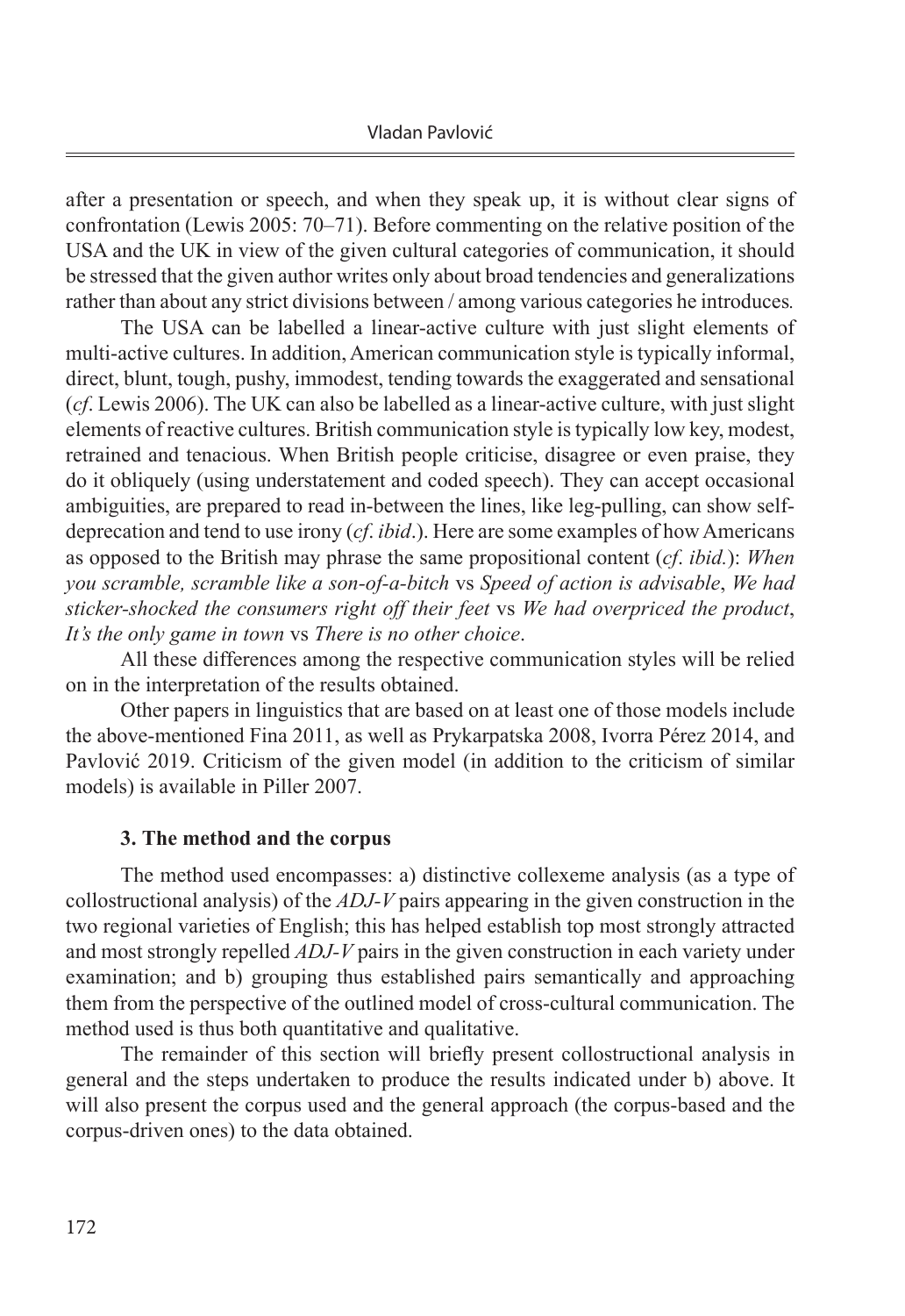after a presentation or speech, and when they speak up, it is without clear signs of confrontation (Lewis 2005: 70–71). Before commenting on the relative position of the USA and the UK in view of the given cultural categories of communication, it should be stressed that the given author writes only about broad tendencies and generalizations rather than about any strict divisions between / among various categories he introduces.

The USA can be labelled a linear-active culture with just slight elements of multi-active cultures. In addition, American communication style is typically informal, direct, blunt, tough, pushy, immodest, tending towards the exaggerated and sensational (*cf*. Lewis 2006). The UK can also be labelled as a linear-active culture, with just slight elements of reactive cultures. British communication style is typically low key, modest, retrained and tenacious. When British people criticise, disagree or even praise, they do it obliquely (using understatement and coded speech). They can accept occasional ambiguities, are prepared to read in-between the lines, like leg-pulling, can show self-deprecation and tend to use irony (*cf*. *ibid*.). Here are some examples of how Americans as opposed to the British may phrase the same propositional content (*cf*. *ibid.*): *When you scramble, scramble like a son-of-a-bitch* vs *Speed of action is advisable*, *We had sticker-shocked the consumers right off their feet* vs *We had overpriced the product*, *It's the only game in town* vs *There is no other choice*.

All these differences among the respective communication styles will be relied on in the interpretation of the results obtained.

Other papers in linguistics that are based on at least one of those models include the above-mentioned Fina 2011, as well as Prykarpatska 2008, Ivorra Pérez 2014, and Pavlović 2019. Criticism of the given model (in addition to the criticism of similar models) is available in Piller 2007.

## 3. The method and the corpus

The method used encompasses: a) distinctive collexeme analysis (as a type of collostructional analysis) of the *ADJ-V* pairs appearing in the given construction in the two regional varieties of English; this has helped establish top most strongly attracted and most strongly repelled *ADJ-V* pairs in the given construction in each variety under examination; and b) grouping thus established pairs semantically and approaching them from the perspective of the outlined model of cross-cultural communication. The method used is thus both quantitative and qualitative.

The remainder of this section will briefly present collostructional analysis in general and the steps undertaken to produce the results indicated under b) above. It will also present the corpus used and the general approach (the corpus-based and the corpus-driven ones) to the data obtained.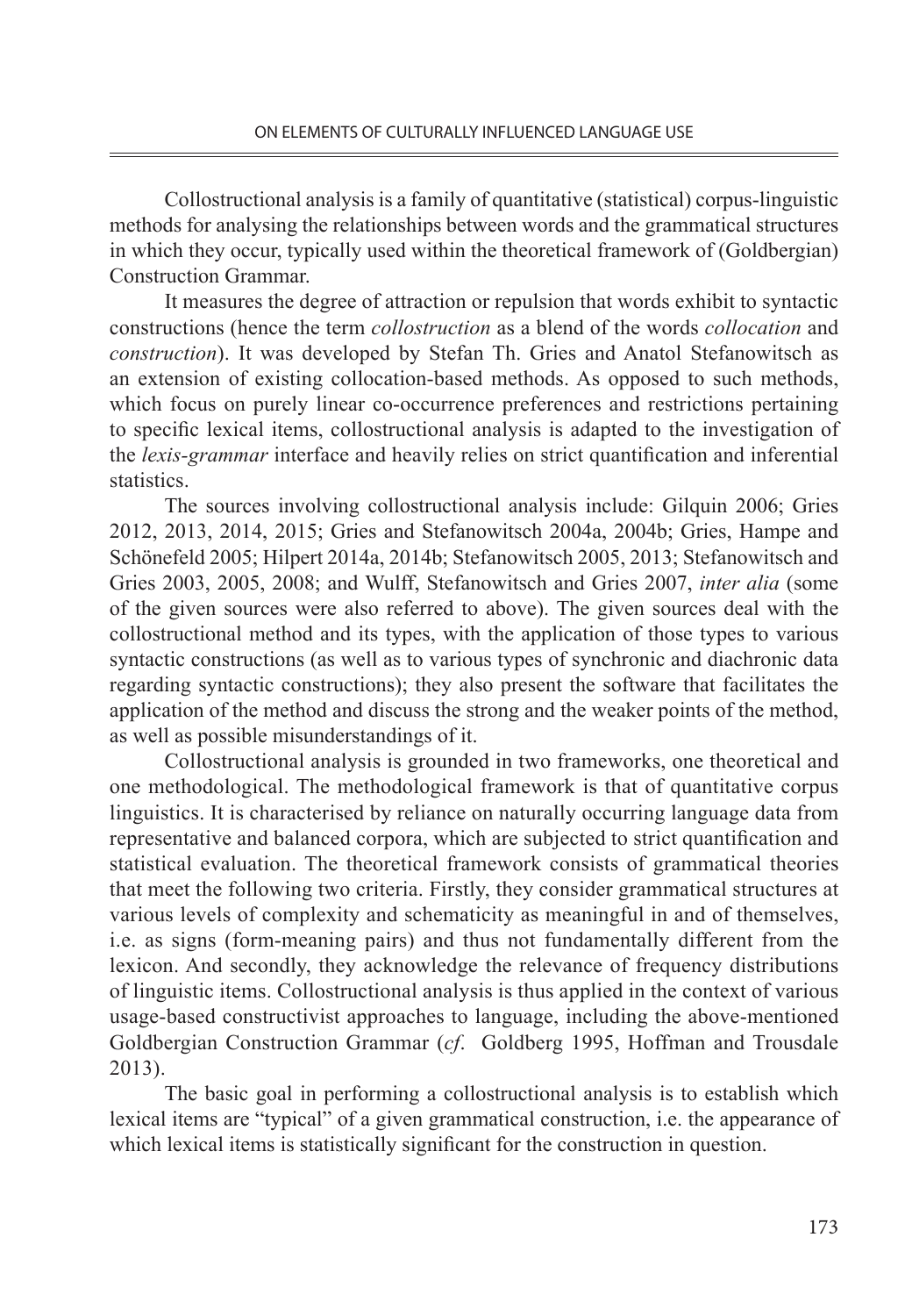Collostructional analysis is a family of quantitative (statistical) corpus-linguistic methods for analysing the relationships between words and the grammatical structures in which they occur, typically used within the theoretical framework of (Goldbergian) Construction Grammar.

It measures the degree of attraction or repulsion that words exhibit to syntactic constructions (hence the term *collostruction* as a blend of the words *collocation* and *construction*). It was developed by Stefan Th. Gries and Anatol Stefanowitsch as an extension of existing collocation-based methods. As opposed to such methods, which focus on purely linear co-occurrence preferences and restrictions pertaining to specific lexical items, collostructional analysis is adapted to the investigation of the *lexis-grammar* interface and heavily relies on strict quantification and inferential statistics.

The sources involving collostructional analysis include: Gilquin 2006; Gries 2012, 2013, 2014, 2015; Gries and Stefanowitsch 2004a, 2004b; Gries, Hampe and Schönefeld 2005; Hilpert 2014a, 2014b; Stefanowitsch 2005, 2013; Stefanowitsch and Gries 2003, 2005, 2008; and Wulff, Stefanowitsch and Gries 2007, *inter alia* (some of the given sources were also referred to above). The given sources deal with the collostructional method and its types, with the application of those types to various syntactic constructions (as well as to various types of synchronic and diachronic data regarding syntactic constructions); they also present the software that facilitates the application of the method and discuss the strong and the weaker points of the method, as well as possible misunderstandings of it.

Collostructional analysis is grounded in two frameworks, one theoretical and one methodological. The methodological framework is that of quantitative corpus linguistics. It is characterised by reliance on naturally occurring language data from representative and balanced corpora, which are subjected to strict quantification and statistical evaluation. The theoretical framework consists of grammatical theories that meet the following two criteria. Firstly, they consider grammatical structures at various levels of complexity and schematicity as meaningful in and of themselves, i.e. as signs (form-meaning pairs) and thus not fundamentally different from the lexicon. And secondly, they acknowledge the relevance of frequency distributions of linguistic items. Collostructional analysis is thus applied in the context of various usage-based constructivist approaches to language, including the above-mentioned Goldbergian Construction Grammar (*cf.* Goldberg 1995, Hoffman and Trousdale 2013).

The basic goal in performing a collostructional analysis is to establish which lexical items are "typical" of a given grammatical construction, i.e. the appearance of which lexical items is statistically significant for the construction in question.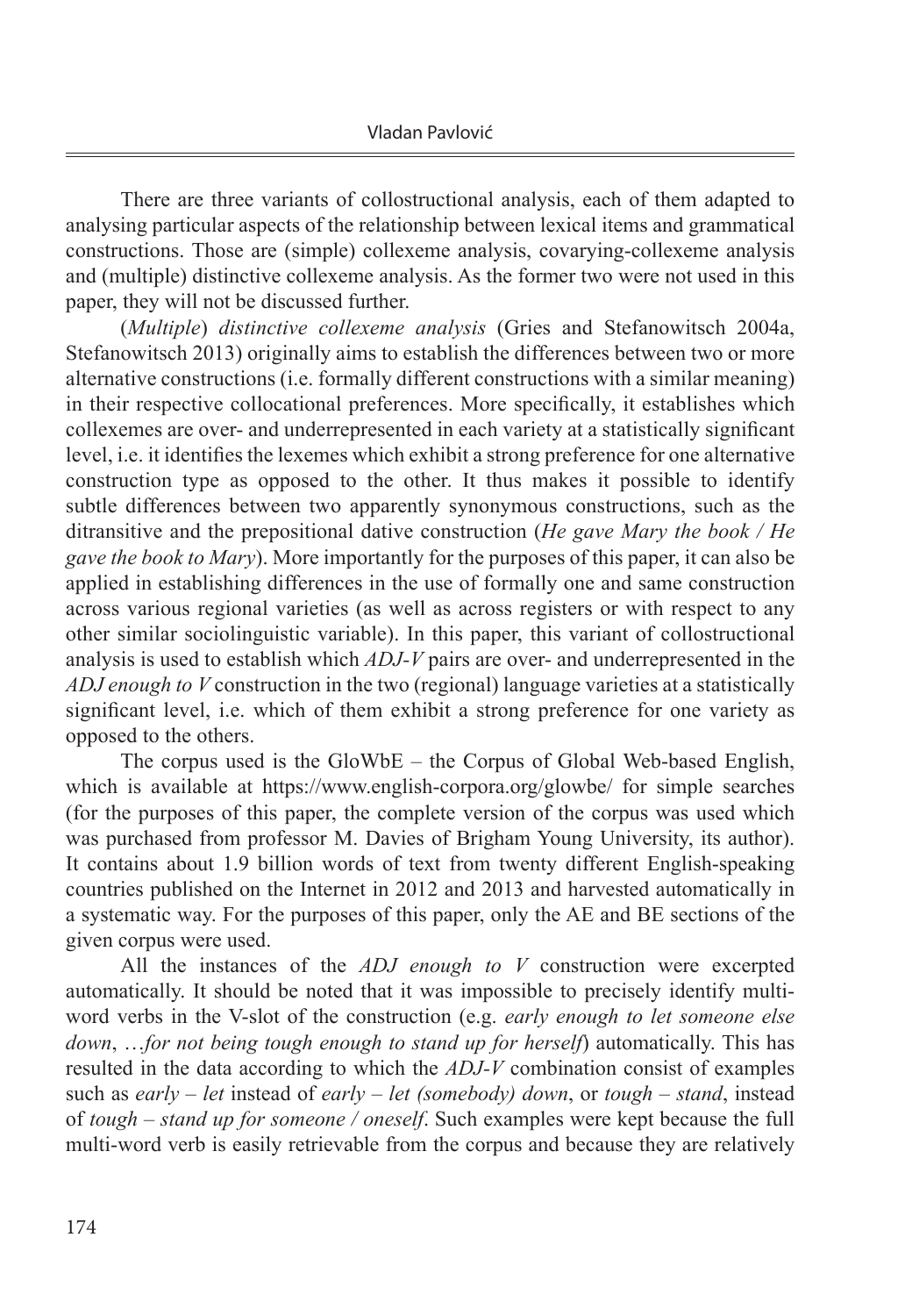There are three variants of collostructional analysis, each of them adapted to analysing particular aspects of the relationship between lexical items and grammatical constructions. Those are (simple) collexeme analysis, covarying-collexeme analysis and (multiple) distinctive collexeme analysis. As the former two were not used in this paper, they will not be discussed further.

(*Multiple*) *distinctive collexeme analysis* (Gries and Stefanowitsch 2004a, Stefanowitsch 2013) originally aims to establish the differences between two or more alternative constructions (i.e. formally different constructions with a similar meaning) in their respective collocational preferences. More specifically, it establishes which collexemes are over- and underrepresented in each variety at a statistically significant level, i.e. it identifies the lexemes which exhibit a strong preference for one alternative construction type as opposed to the other. It thus makes it possible to identify subtle differences between two apparently synonymous constructions, such as the ditransitive and the prepositional dative construction (*He gave Mary the book / He gave the book to Mary*). More importantly for the purposes of this paper, it can also be applied in establishing differences in the use of formally one and same construction across various regional varieties (as well as across registers or with respect to any other similar sociolinguistic variable). In this paper, this variant of collostructional analysis is used to establish which *ADJ-V* pairs are over- and underrepresented in the *ADJ enough to V* construction in the two (regional) language varieties at a statistically significant level, i.e. which of them exhibit a strong preference for one variety as opposed to the others.

The corpus used is the GloWbE – the Corpus of Global Web-based English, which is available at https://www.english-corpora.org/glowbe/ for simple searches (for the purposes of this paper, the complete version of the corpus was used which was purchased from professor M. Davies of Brigham Young University, its author). It contains about 1.9 billion words of text from twenty different English-speaking countries published on the Internet in 2012 and 2013 and harvested automatically in a systematic way. For the purposes of this paper, only the AE and BE sections of the given corpus were used.

All the instances of the *ADJ enough to V* construction were excerpted automatically. It should be noted that it was impossible to precisely identify multi-word verbs in the V-slot of the construction (e.g. *early enough to let someone else down*, *…for not being tough enough to stand up for herself*) automatically. This has resulted in the data according to which the *ADJ-V* combination consist of examples such as *early – let* instead of *early – let (somebody) down*, or *tough – stand*, instead of *tough – stand up for someone / oneself*. Such examples were kept because the full multi-word verb is easily retrievable from the corpus and because they are relatively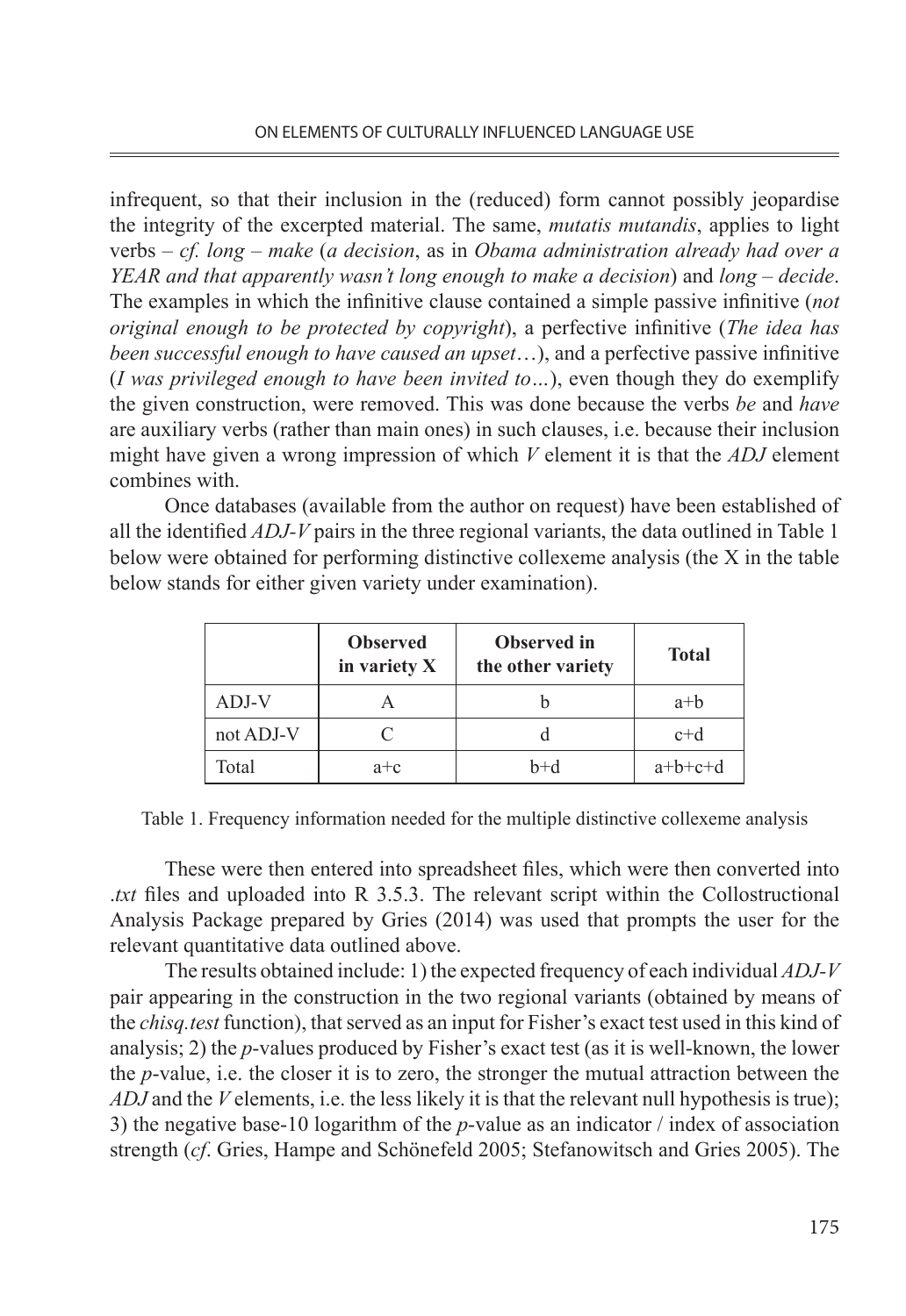infrequent, so that their inclusion in the (reduced) form cannot possibly jeopardise the integrity of the excerpted material. The same, *mutatis mutandis*, applies to light verbs – *cf. long – make* (*a decision*, as in *Obama administration already had over a YEAR and that apparently wasn't long enough to make a decision*) and *long – decide*. The examples in which the infinitive clause contained a simple passive infinitive (*not original enough to be protected by copyright*), a perfective infinitive (*The idea has been successful enough to have caused an upset*…), and a perfective passive infinitive (*I was privileged enough to have been invited to…*), even though they do exemplify the given construction, were removed. This was done because the verbs *be* and *have* are auxiliary verbs (rather than main ones) in such clauses, i.e. because their inclusion might have given a wrong impression of which *V* element it is that the *ADJ* element combines with.

Once databases (available from the author on request) have been established of all the identified *ADJ-V* pairs in the three regional variants, the data outlined in Table 1 below were obtained for performing distinctive collexeme analysis (the X in the table below stands for either given variety under examination).

| | **Observed in variety X** | **Observed in the other variety** | **Total** |
|---|---|---|---|
| ADJ-V | A | b | a+b |
| not ADJ-V | C | d | c+d |
| Total | a+c | b+d | a+b+c+d |

Table 1. Frequency information needed for the multiple distinctive collexeme analysis

These were then entered into spreadsheet files, which were then converted into *.txt* files and uploaded into R 3.5.3. The relevant script within the Collostructional Analysis Package prepared by Gries (2014) was used that prompts the user for the relevant quantitative data outlined above.

The results obtained include: 1) the expected frequency of each individual *ADJ-V* pair appearing in the construction in the two regional variants (obtained by means of the *chisq.test* function), that served as an input for Fisher's exact test used in this kind of analysis; 2) the *p*-values produced by Fisher's exact test (as it is well-known, the lower the *p*-value, i.e. the closer it is to zero, the stronger the mutual attraction between the *ADJ* and the *V* elements, i.e. the less likely it is that the relevant null hypothesis is true); 3) the negative base-10 logarithm of the *p*-value as an indicator / index of association strength (*cf*. Gries, Hampe and Schönefeld 2005; Stefanowitsch and Gries 2005). The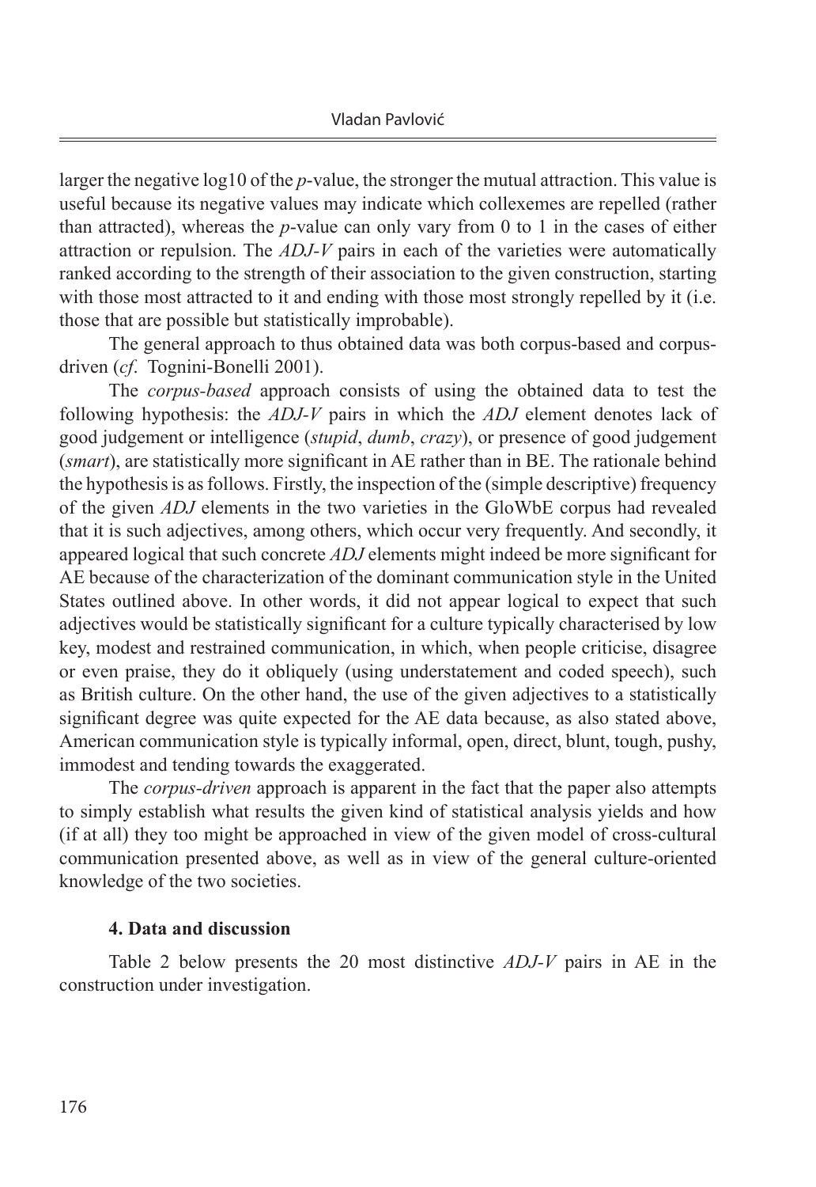larger the negative log10 of the *p*-value, the stronger the mutual attraction. This value is useful because its negative values may indicate which collexemes are repelled (rather than attracted), whereas the *p*-value can only vary from 0 to 1 in the cases of either attraction or repulsion. The *ADJ-V* pairs in each of the varieties were automatically ranked according to the strength of their association to the given construction, starting with those most attracted to it and ending with those most strongly repelled by it (i.e. those that are possible but statistically improbable).

The general approach to thus obtained data was both corpus-based and corpus-driven (*cf.* Tognini-Bonelli 2001).

The *corpus-based* approach consists of using the obtained data to test the following hypothesis: the *ADJ-V* pairs in which the *ADJ* element denotes lack of good judgement or intelligence (*stupid*, *dumb*, *crazy*), or presence of good judgement (*smart*), are statistically more significant in AE rather than in BE. The rationale behind the hypothesis is as follows. Firstly, the inspection of the (simple descriptive) frequency of the given *ADJ* elements in the two varieties in the GloWbE corpus had revealed that it is such adjectives, among others, which occur very frequently. And secondly, it appeared logical that such concrete *ADJ* elements might indeed be more significant for AE because of the characterization of the dominant communication style in the United States outlined above. In other words, it did not appear logical to expect that such adjectives would be statistically significant for a culture typically characterised by low key, modest and restrained communication, in which, when people criticise, disagree or even praise, they do it obliquely (using understatement and coded speech), such as British culture. On the other hand, the use of the given adjectives to a statistically significant degree was quite expected for the AE data because, as also stated above, American communication style is typically informal, open, direct, blunt, tough, pushy, immodest and tending towards the exaggerated.

The *corpus-driven* approach is apparent in the fact that the paper also attempts to simply establish what results the given kind of statistical analysis yields and how (if at all) they too might be approached in view of the given model of cross-cultural communication presented above, as well as in view of the general culture-oriented knowledge of the two societies.

## 4. Data and discussion

Table 2 below presents the 20 most distinctive *ADJ-V* pairs in AE in the construction under investigation.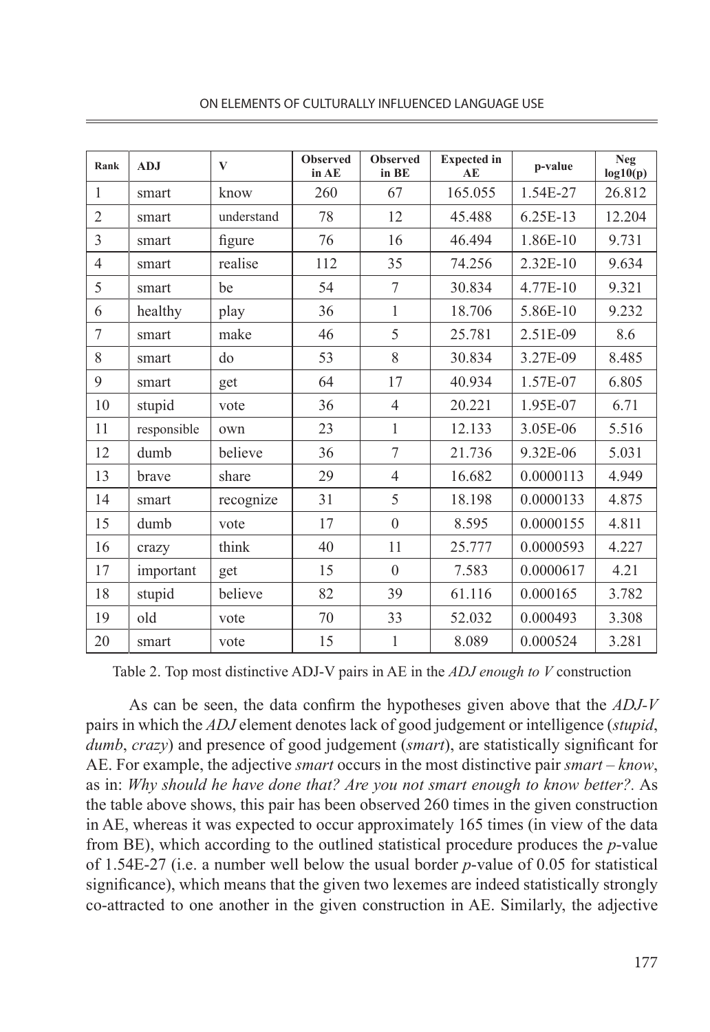| Rank | ADJ | V | Observed in AE | Observed in BE | Expected in AE | p-value | Neg log10(p) |
|---|---|---|---|---|---|---|---|
| 1 | smart | know | 260 | 67 | 165.055 | 1.54E-27 | 26.812 |
| 2 | smart | understand | 78 | 12 | 45.488 | 6.25E-13 | 12.204 |
| 3 | smart | figure | 76 | 16 | 46.494 | 1.86E-10 | 9.731 |
| 4 | smart | realise | 112 | 35 | 74.256 | 2.32E-10 | 9.634 |
| 5 | smart | be | 54 | 7 | 30.834 | 4.77E-10 | 9.321 |
| 6 | healthy | play | 36 | 1 | 18.706 | 5.86E-10 | 9.232 |
| 7 | smart | make | 46 | 5 | 25.781 | 2.51E-09 | 8.6 |
| 8 | smart | do | 53 | 8 | 30.834 | 3.27E-09 | 8.485 |
| 9 | smart | get | 64 | 17 | 40.934 | 1.57E-07 | 6.805 |
| 10 | stupid | vote | 36 | 4 | 20.221 | 1.95E-07 | 6.71 |
| 11 | responsible | own | 23 | 1 | 12.133 | 3.05E-06 | 5.516 |
| 12 | dumb | believe | 36 | 7 | 21.736 | 9.32E-06 | 5.031 |
| 13 | brave | share | 29 | 4 | 16.682 | 0.0000113 | 4.949 |
| 14 | smart | recognize | 31 | 5 | 18.198 | 0.0000133 | 4.875 |
| 15 | dumb | vote | 17 | 0 | 8.595 | 0.0000155 | 4.811 |
| 16 | crazy | think | 40 | 11 | 25.777 | 0.0000593 | 4.227 |
| 17 | important | get | 15 | 0 | 7.583 | 0.0000617 | 4.21 |
| 18 | stupid | believe | 82 | 39 | 61.116 | 0.000165 | 3.782 |
| 19 | old | vote | 70 | 33 | 52.032 | 0.000493 | 3.308 |
| 20 | smart | vote | 15 | 1 | 8.089 | 0.000524 | 3.281 |

Table 2. Top most distinctive ADJ-V pairs in AE in the *ADJ enough to V* construction

As can be seen, the data confirm the hypotheses given above that the *ADJ-V* pairs in which the *ADJ* element denotes lack of good judgement or intelligence (*stupid*, *dumb*, *crazy*) and presence of good judgement (*smart*), are statistically significant for AE. For example, the adjective *smart* occurs in the most distinctive pair *smart – know*, as in: *Why should he have done that? Are you not smart enough to know better?*. As the table above shows, this pair has been observed 260 times in the given construction in AE, whereas it was expected to occur approximately 165 times (in view of the data from BE), which according to the outlined statistical procedure produces the *p*-value of 1.54E-27 (i.e. a number well below the usual border *p*-value of 0.05 for statistical significance), which means that the given two lexemes are indeed statistically strongly co-attracted to one another in the given construction in AE. Similarly, the adjective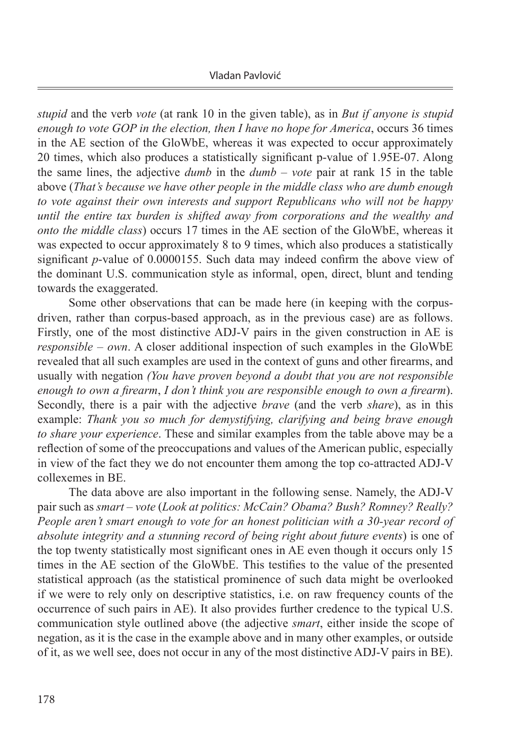*stupid* and the verb *vote* (at rank 10 in the given table), as in *But if anyone is stupid enough to vote GOP in the election, then I have no hope for America*, occurs 36 times in the AE section of the GloWbE, whereas it was expected to occur approximately 20 times, which also produces a statistically significant p-value of 1.95E-07. Along the same lines, the adjective *dumb* in the *dumb – vote* pair at rank 15 in the table above (*That's because we have other people in the middle class who are dumb enough to vote against their own interests and support Republicans who will not be happy until the entire tax burden is shifted away from corporations and the wealthy and onto the middle class*) occurs 17 times in the AE section of the GloWbE, whereas it was expected to occur approximately 8 to 9 times, which also produces a statistically significant *p*-value of 0.0000155. Such data may indeed confirm the above view of the dominant U.S. communication style as informal, open, direct, blunt and tending towards the exaggerated.

Some other observations that can be made here (in keeping with the corpus-driven, rather than corpus-based approach, as in the previous case) are as follows. Firstly, one of the most distinctive ADJ-V pairs in the given construction in AE is *responsible – own*. A closer additional inspection of such examples in the GloWbE revealed that all such examples are used in the context of guns and other firearms, and usually with negation *(You have proven beyond a doubt that you are not responsible enough to own a firearm*, *I don't think you are responsible enough to own a firearm*). Secondly, there is a pair with the adjective *brave* (and the verb *share*), as in this example: *Thank you so much for demystifying, clarifying and being brave enough to share your experience*. These and similar examples from the table above may be a reflection of some of the preoccupations and values of the American public, especially in view of the fact they we do not encounter them among the top co-attracted ADJ-V collexemes in BE.

The data above are also important in the following sense. Namely, the ADJ-V pair such as *smart – vote* (*Look at politics: McCain? Obama? Bush? Romney? Really? People aren't smart enough to vote for an honest politician with a 30-year record of absolute integrity and a stunning record of being right about future events*) is one of the top twenty statistically most significant ones in AE even though it occurs only 15 times in the AE section of the GloWbE. This testifies to the value of the presented statistical approach (as the statistical prominence of such data might be overlooked if we were to rely only on descriptive statistics, i.e. on raw frequency counts of the occurrence of such pairs in AE). It also provides further credence to the typical U.S. communication style outlined above (the adjective *smart*, either inside the scope of negation, as it is the case in the example above and in many other examples, or outside of it, as we well see, does not occur in any of the most distinctive ADJ-V pairs in BE).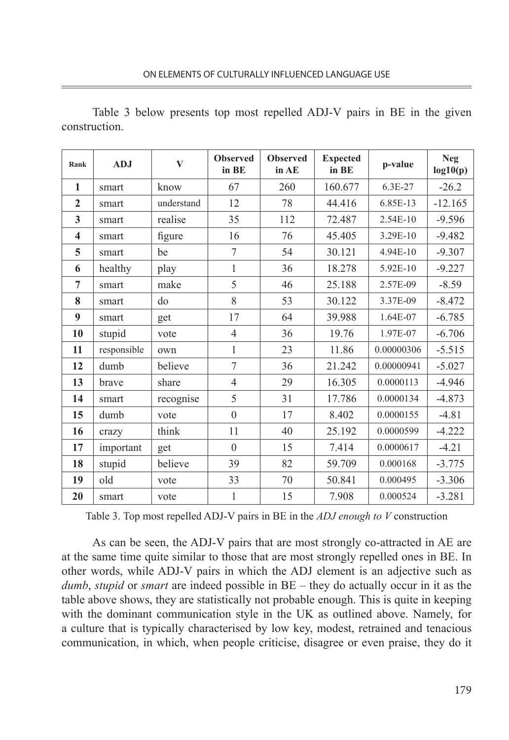Table 3 below presents top most repelled ADJ-V pairs in BE in the given construction.

| Rank | ADJ | V | Observed in BE | Observed in AE | Expected in BE | p-value | Neg log10(p) |
|---|---|---|---|---|---|---|---|
| 1 | smart | know | 67 | 260 | 160.677 | 6.3E-27 | -26.2 |
| 2 | smart | understand | 12 | 78 | 44.416 | 6.85E-13 | -12.165 |
| 3 | smart | realise | 35 | 112 | 72.487 | 2.54E-10 | -9.596 |
| 4 | smart | figure | 16 | 76 | 45.405 | 3.29E-10 | -9.482 |
| 5 | smart | be | 7 | 54 | 30.121 | 4.94E-10 | -9.307 |
| 6 | healthy | play | 1 | 36 | 18.278 | 5.92E-10 | -9.227 |
| 7 | smart | make | 5 | 46 | 25.188 | 2.57E-09 | -8.59 |
| 8 | smart | do | 8 | 53 | 30.122 | 3.37E-09 | -8.472 |
| 9 | smart | get | 17 | 64 | 39.988 | 1.64E-07 | -6.785 |
| 10 | stupid | vote | 4 | 36 | 19.76 | 1.97E-07 | -6.706 |
| 11 | responsible | own | 1 | 23 | 11.86 | 0.00000306 | -5.515 |
| 12 | dumb | believe | 7 | 36 | 21.242 | 0.00000941 | -5.027 |
| 13 | brave | share | 4 | 29 | 16.305 | 0.0000113 | -4.946 |
| 14 | smart | recognise | 5 | 31 | 17.786 | 0.0000134 | -4.873 |
| 15 | dumb | vote | 0 | 17 | 8.402 | 0.0000155 | -4.81 |
| 16 | crazy | think | 11 | 40 | 25.192 | 0.0000599 | -4.222 |
| 17 | important | get | 0 | 15 | 7.414 | 0.0000617 | -4.21 |
| 18 | stupid | believe | 39 | 82 | 59.709 | 0.000168 | -3.775 |
| 19 | old | vote | 33 | 70 | 50.841 | 0.000495 | -3.306 |
| 20 | smart | vote | 1 | 15 | 7.908 | 0.000524 | -3.281 |

Table 3. Top most repelled ADJ-V pairs in BE in the *ADJ enough to V* construction

As can be seen, the ADJ-V pairs that are most strongly co-attracted in AE are at the same time quite similar to those that are most strongly repelled ones in BE. In other words, while ADJ-V pairs in which the ADJ element is an adjective such as *dumb*, *stupid* or *smart* are indeed possible in BE – they do actually occur in it as the table above shows, they are statistically not probable enough. This is quite in keeping with the dominant communication style in the UK as outlined above. Namely, for a culture that is typically characterised by low key, modest, retrained and tenacious communication, in which, when people criticise, disagree or even praise, they do it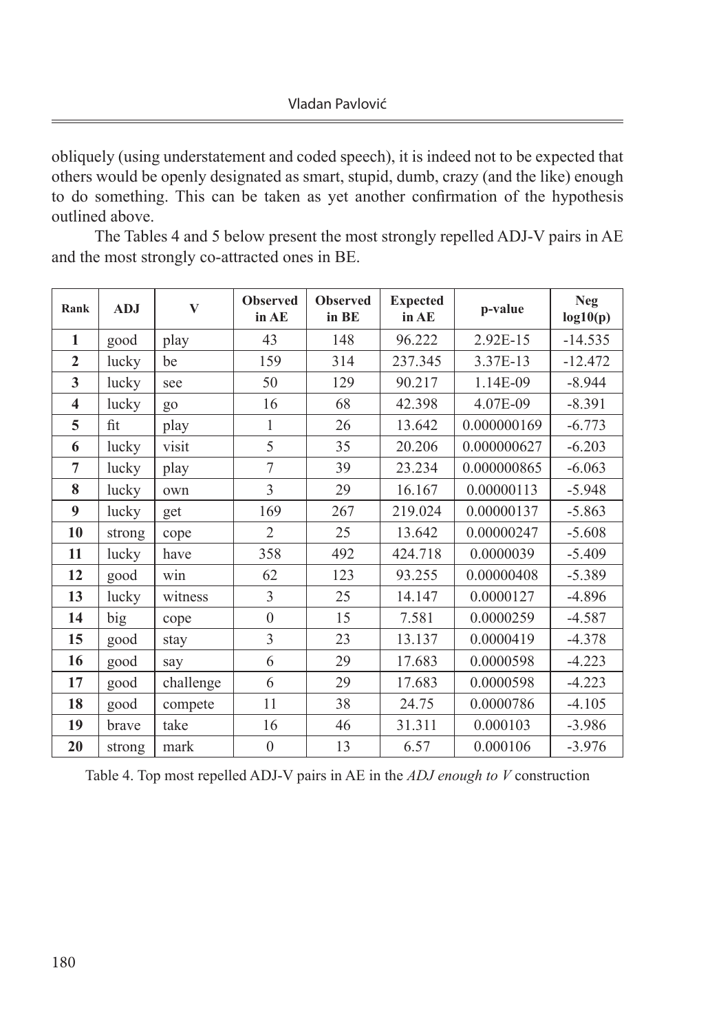obliquely (using understatement and coded speech), it is indeed not to be expected that others would be openly designated as smart, stupid, dumb, crazy (and the like) enough to do something. This can be taken as yet another confirmation of the hypothesis outlined above.

The Tables 4 and 5 below present the most strongly repelled ADJ-V pairs in AE and the most strongly co-attracted ones in BE.

| Rank | ADJ | V | Observed in AE | Observed in BE | Expected in AE | p-value | Neg log10(p) |
|---|---|---|---|---|---|---|---|
| **1** | good | play | 43 | 148 | 96.222 | 2.92E-15 | -14.535 |
| **2** | lucky | be | 159 | 314 | 237.345 | 3.37E-13 | -12.472 |
| **3** | lucky | see | 50 | 129 | 90.217 | 1.14E-09 | -8.944 |
| **4** | lucky | go | 16 | 68 | 42.398 | 4.07E-09 | -8.391 |
| **5** | fit | play | 1 | 26 | 13.642 | 0.000000169 | -6.773 |
| **6** | lucky | visit | 5 | 35 | 20.206 | 0.000000627 | -6.203 |
| **7** | lucky | play | 7 | 39 | 23.234 | 0.000000865 | -6.063 |
| **8** | lucky | own | 3 | 29 | 16.167 | 0.00000113 | -5.948 |
| **9** | lucky | get | 169 | 267 | 219.024 | 0.00000137 | -5.863 |
| **10** | strong | cope | 2 | 25 | 13.642 | 0.00000247 | -5.608 |
| **11** | lucky | have | 358 | 492 | 424.718 | 0.0000039 | -5.409 |
| **12** | good | win | 62 | 123 | 93.255 | 0.00000408 | -5.389 |
| **13** | lucky | witness | 3 | 25 | 14.147 | 0.0000127 | -4.896 |
| **14** | big | cope | 0 | 15 | 7.581 | 0.0000259 | -4.587 |
| **15** | good | stay | 3 | 23 | 13.137 | 0.0000419 | -4.378 |
| **16** | good | say | 6 | 29 | 17.683 | 0.0000598 | -4.223 |
| **17** | good | challenge | 6 | 29 | 17.683 | 0.0000598 | -4.223 |
| **18** | good | compete | 11 | 38 | 24.75 | 0.0000786 | -4.105 |
| **19** | brave | take | 16 | 46 | 31.311 | 0.000103 | -3.986 |
| **20** | strong | mark | 0 | 13 | 6.57 | 0.000106 | -3.976 |

Table 4. Top most repelled ADJ-V pairs in AE in the *ADJ enough to V* construction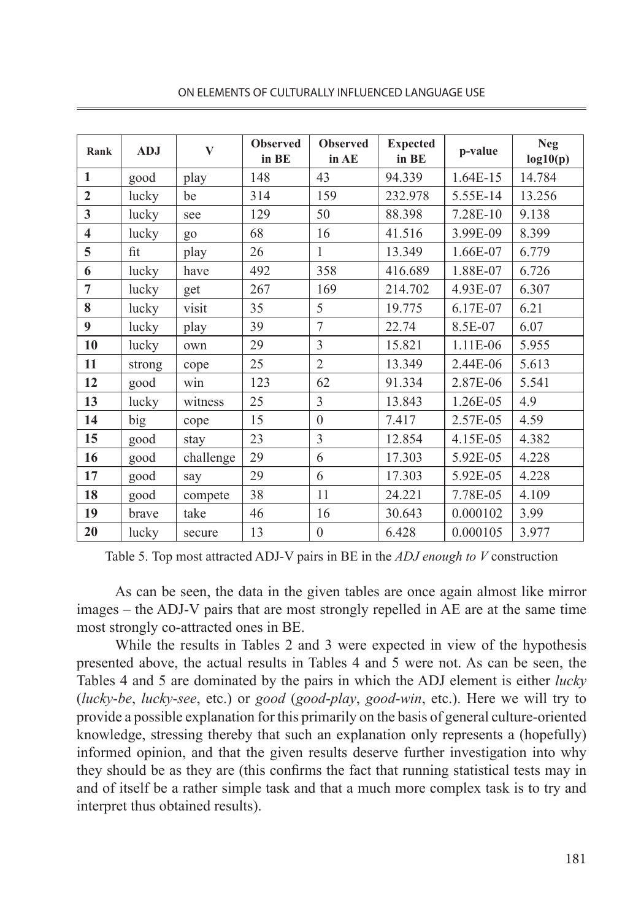| Rank | ADJ | V | Observed in BE | Observed in AE | Expected in BE | p-value | Neg log10(p) |
|---|---|---|---|---|---|---|---|
| **1** | good | play | 148 | 43 | 94.339 | 1.64E-15 | 14.784 |
| **2** | lucky | be | 314 | 159 | 232.978 | 5.55E-14 | 13.256 |
| **3** | lucky | see | 129 | 50 | 88.398 | 7.28E-10 | 9.138 |
| **4** | lucky | go | 68 | 16 | 41.516 | 3.99E-09 | 8.399 |
| **5** | fit | play | 26 | 1 | 13.349 | 1.66E-07 | 6.779 |
| **6** | lucky | have | 492 | 358 | 416.689 | 1.88E-07 | 6.726 |
| **7** | lucky | get | 267 | 169 | 214.702 | 4.93E-07 | 6.307 |
| **8** | lucky | visit | 35 | 5 | 19.775 | 6.17E-07 | 6.21 |
| **9** | lucky | play | 39 | 7 | 22.74 | 8.5E-07 | 6.07 |
| **10** | lucky | own | 29 | 3 | 15.821 | 1.11E-06 | 5.955 |
| **11** | strong | cope | 25 | 2 | 13.349 | 2.44E-06 | 5.613 |
| **12** | good | win | 123 | 62 | 91.334 | 2.87E-06 | 5.541 |
| **13** | lucky | witness | 25 | 3 | 13.843 | 1.26E-05 | 4.9 |
| **14** | big | cope | 15 | 0 | 7.417 | 2.57E-05 | 4.59 |
| **15** | good | stay | 23 | 3 | 12.854 | 4.15E-05 | 4.382 |
| **16** | good | challenge | 29 | 6 | 17.303 | 5.92E-05 | 4.228 |
| **17** | good | say | 29 | 6 | 17.303 | 5.92E-05 | 4.228 |
| **18** | good | compete | 38 | 11 | 24.221 | 7.78E-05 | 4.109 |
| **19** | brave | take | 46 | 16 | 30.643 | 0.000102 | 3.99 |
| **20** | lucky | secure | 13 | 0 | 6.428 | 0.000105 | 3.977 |

Table 5. Top most attracted ADJ-V pairs in BE in the *ADJ enough to V* construction

As can be seen, the data in the given tables are once again almost like mirror images – the ADJ-V pairs that are most strongly repelled in AE are at the same time most strongly co-attracted ones in BE.

While the results in Tables 2 and 3 were expected in view of the hypothesis presented above, the actual results in Tables 4 and 5 were not. As can be seen, the Tables 4 and 5 are dominated by the pairs in which the ADJ element is either *lucky* (*lucky-be*, *lucky-see*, etc.) or *good* (*good-play*, *good-win*, etc.). Here we will try to provide a possible explanation for this primarily on the basis of general culture-oriented knowledge, stressing thereby that such an explanation only represents a (hopefully) informed opinion, and that the given results deserve further investigation into why they should be as they are (this confirms the fact that running statistical tests may in and of itself be a rather simple task and that a much more complex task is to try and interpret thus obtained results).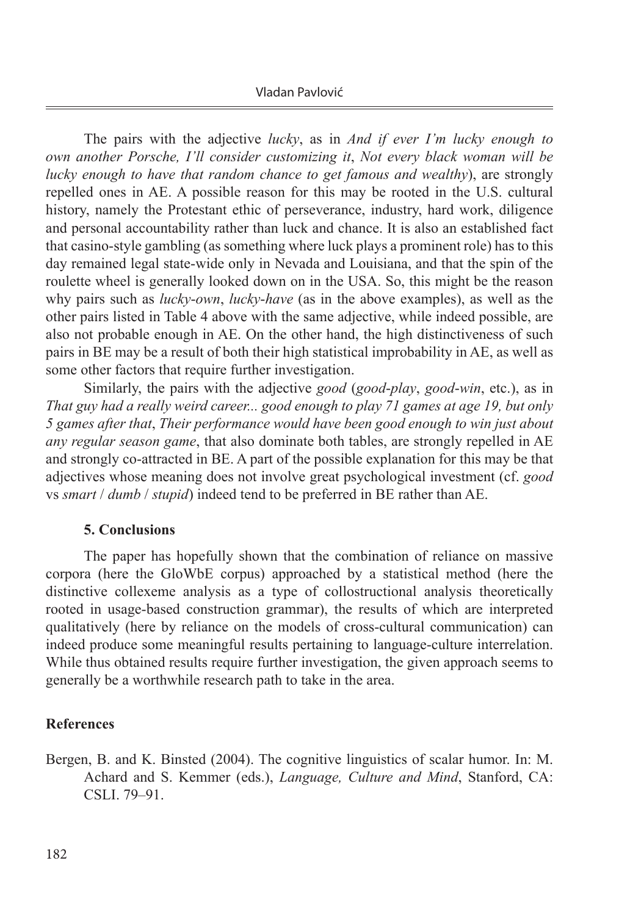The pairs with the adjective *lucky*, as in *And if ever I'm lucky enough to own another Porsche, I'll consider customizing it*, *Not every black woman will be lucky enough to have that random chance to get famous and wealthy*), are strongly repelled ones in AE. A possible reason for this may be rooted in the U.S. cultural history, namely the Protestant ethic of perseverance, industry, hard work, diligence and personal accountability rather than luck and chance. It is also an established fact that casino-style gambling (as something where luck plays a prominent role) has to this day remained legal state-wide only in Nevada and Louisiana, and that the spin of the roulette wheel is generally looked down on in the USA. So, this might be the reason why pairs such as *lucky-own*, *lucky-have* (as in the above examples), as well as the other pairs listed in Table 4 above with the same adjective, while indeed possible, are also not probable enough in AE. On the other hand, the high distinctiveness of such pairs in BE may be a result of both their high statistical improbability in AE, as well as some other factors that require further investigation.

Similarly, the pairs with the adjective *good* (*good-play*, *good-win*, etc.), as in *That guy had a really weird career... good enough to play 71 games at age 19, but only 5 games after that*, *Their performance would have been good enough to win just about any regular season game*, that also dominate both tables, are strongly repelled in AE and strongly co-attracted in BE. A part of the possible explanation for this may be that adjectives whose meaning does not involve great psychological investment (cf. *good* vs *smart* / *dumb* / *stupid*) indeed tend to be preferred in BE rather than AE.

## 5. Conclusions

The paper has hopefully shown that the combination of reliance on massive corpora (here the GloWbE corpus) approached by a statistical method (here the distinctive collexeme analysis as a type of collostructional analysis theoretically rooted in usage-based construction grammar), the results of which are interpreted qualitatively (here by reliance on the models of cross-cultural communication) can indeed produce some meaningful results pertaining to language-culture interrelation. While thus obtained results require further investigation, the given approach seems to generally be a worthwhile research path to take in the area.

## References

Bergen, B. and K. Binsted (2004). The cognitive linguistics of scalar humor. In: M. Achard and S. Kemmer (eds.), *Language, Culture and Mind*, Stanford, CA: CSLI. 79–91.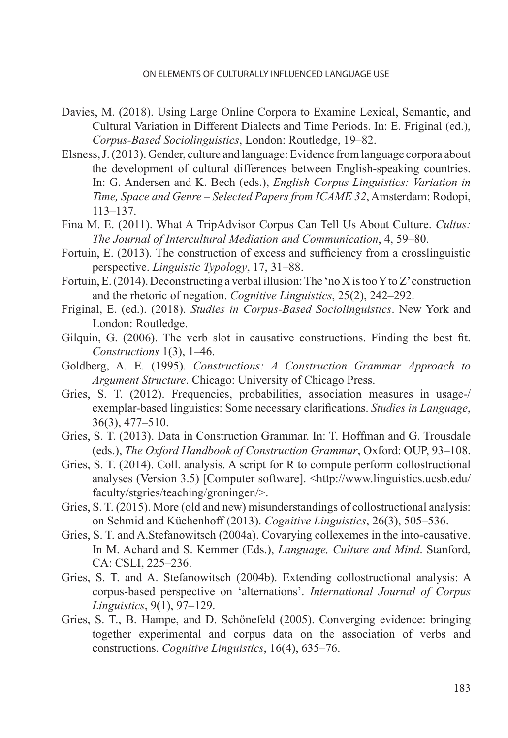Davies, M. (2018). Using Large Online Corpora to Examine Lexical, Semantic, and Cultural Variation in Different Dialects and Time Periods. In: E. Friginal (ed.), *Corpus-Based Sociolinguistics*, London: Routledge, 19–82.

Elsness, J. (2013). Gender, culture and language: Evidence from language corpora about the development of cultural differences between English-speaking countries. In: G. Andersen and K. Bech (eds.), *English Corpus Linguistics: Variation in Time, Space and Genre – Selected Papers from ICAME 32*, Amsterdam: Rodopi, 113–137.

Fina M. E. (2011). What A TripAdvisor Corpus Can Tell Us About Culture. *Cultus: The Journal of Intercultural Mediation and Communication*, 4, 59–80.

Fortuin, E. (2013). The construction of excess and sufficiency from a crosslinguistic perspective. *Linguistic Typology*, 17, 31–88.

Fortuin, E. (2014). Deconstructing a verbal illusion: The 'no X is too Y to Z' construction and the rhetoric of negation. *Cognitive Linguistics*, 25(2), 242–292.

Friginal, E. (ed.). (2018). *Studies in Corpus-Based Sociolinguistics*. New York and London: Routledge.

Gilquin, G. (2006). The verb slot in causative constructions. Finding the best fit. *Constructions* 1(3), 1–46.

Goldberg, A. E. (1995). *Constructions: A Construction Grammar Approach to Argument Structure*. Chicago: University of Chicago Press.

Gries, S. T. (2012). Frequencies, probabilities, association measures in usage-/ exemplar-based linguistics: Some necessary clarifications. *Studies in Language*, 36(3), 477–510.

Gries, S. T. (2013). Data in Construction Grammar. In: T. Hoffman and G. Trousdale (eds.), *The Oxford Handbook of Construction Grammar*, Oxford: OUP, 93–108.

Gries, S. T. (2014). Coll. analysis. A script for R to compute perform collostructional analyses (Version 3.5) [Computer software]. <http://www.linguistics.ucsb.edu/faculty/stgries/teaching/groningen/>.

Gries, S. T. (2015). More (old and new) misunderstandings of collostructional analysis: on Schmid and Küchenhoff (2013). *Cognitive Linguistics*, 26(3), 505–536.

Gries, S. T. and A.Stefanowitsch (2004a). Covarying collexemes in the into-causative. In M. Achard and S. Kemmer (Eds.), *Language, Culture and Mind*. Stanford, CA: CSLI, 225–236.

Gries, S. T. and A. Stefanowitsch (2004b). Extending collostructional analysis: A corpus-based perspective on 'alternations'. *International Journal of Corpus Linguistics*, 9(1), 97–129.

Gries, S. T., B. Hampe, and D. Schönefeld (2005). Converging evidence: bringing together experimental and corpus data on the association of verbs and constructions. *Cognitive Linguistics*, 16(4), 635–76.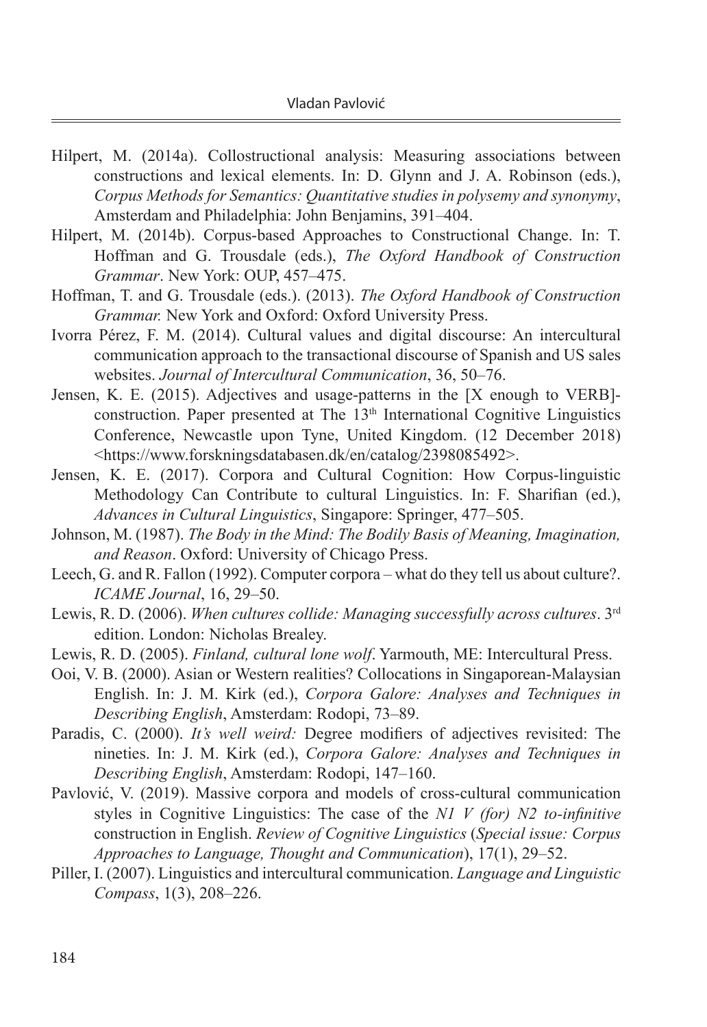Hilpert, M. (2014a). Collostructional analysis: Measuring associations between constructions and lexical elements. In: D. Glynn and J. A. Robinson (eds.), *Corpus Methods for Semantics: Quantitative studies in polysemy and synonymy*, Amsterdam and Philadelphia: John Benjamins, 391–404.

Hilpert, M. (2014b). Corpus-based Approaches to Constructional Change. In: T. Hoffman and G. Trousdale (eds.), *The Oxford Handbook of Construction Grammar*. New York: OUP, 457–475.

Hoffman, T. and G. Trousdale (eds.). (2013). *The Oxford Handbook of Construction Grammar.* New York and Oxford: Oxford University Press.

Ivorra Pérez, F. M. (2014). Cultural values and digital discourse: An intercultural communication approach to the transactional discourse of Spanish and US sales websites. *Journal of Intercultural Communication*, 36, 50–76.

Jensen, K. E. (2015). Adjectives and usage-patterns in the [X enough to VERB]-construction. Paper presented at The 13th International Cognitive Linguistics Conference, Newcastle upon Tyne, United Kingdom. (12 December 2018) <https://www.forskningsdatabasen.dk/en/catalog/2398085492>.

Jensen, K. E. (2017). Corpora and Cultural Cognition: How Corpus-linguistic Methodology Can Contribute to cultural Linguistics. In: F. Sharifian (ed.), *Advances in Cultural Linguistics*, Singapore: Springer, 477–505.

Johnson, M. (1987). *The Body in the Mind: The Bodily Basis of Meaning, Imagination, and Reason*. Oxford: University of Chicago Press.

Leech, G. and R. Fallon (1992). Computer corpora – what do they tell us about culture?. *ICAME Journal*, 16, 29–50.

Lewis, R. D. (2006). *When cultures collide: Managing successfully across cultures*. 3rd edition. London: Nicholas Brealey.

Lewis, R. D. (2005). *Finland, cultural lone wolf*. Yarmouth, ME: Intercultural Press.

Ooi, V. B. (2000). Asian or Western realities? Collocations in Singaporean-Malaysian English. In: J. M. Kirk (ed.), *Corpora Galore: Analyses and Techniques in Describing English*, Amsterdam: Rodopi, 73–89.

Paradis, C. (2000). *It's well weird:* Degree modifiers of adjectives revisited: The nineties. In: J. M. Kirk (ed.), *Corpora Galore: Analyses and Techniques in Describing English*, Amsterdam: Rodopi, 147–160.

Pavlović, V. (2019). Massive corpora and models of cross-cultural communication styles in Cognitive Linguistics: The case of the *N1 V (for) N2 to-infinitive* construction in English. *Review of Cognitive Linguistics* (*Special issue: Corpus Approaches to Language, Thought and Communication*), 17(1), 29–52.

Piller, I. (2007). Linguistics and intercultural communication. *Language and Linguistic Compass*, 1(3), 208–226.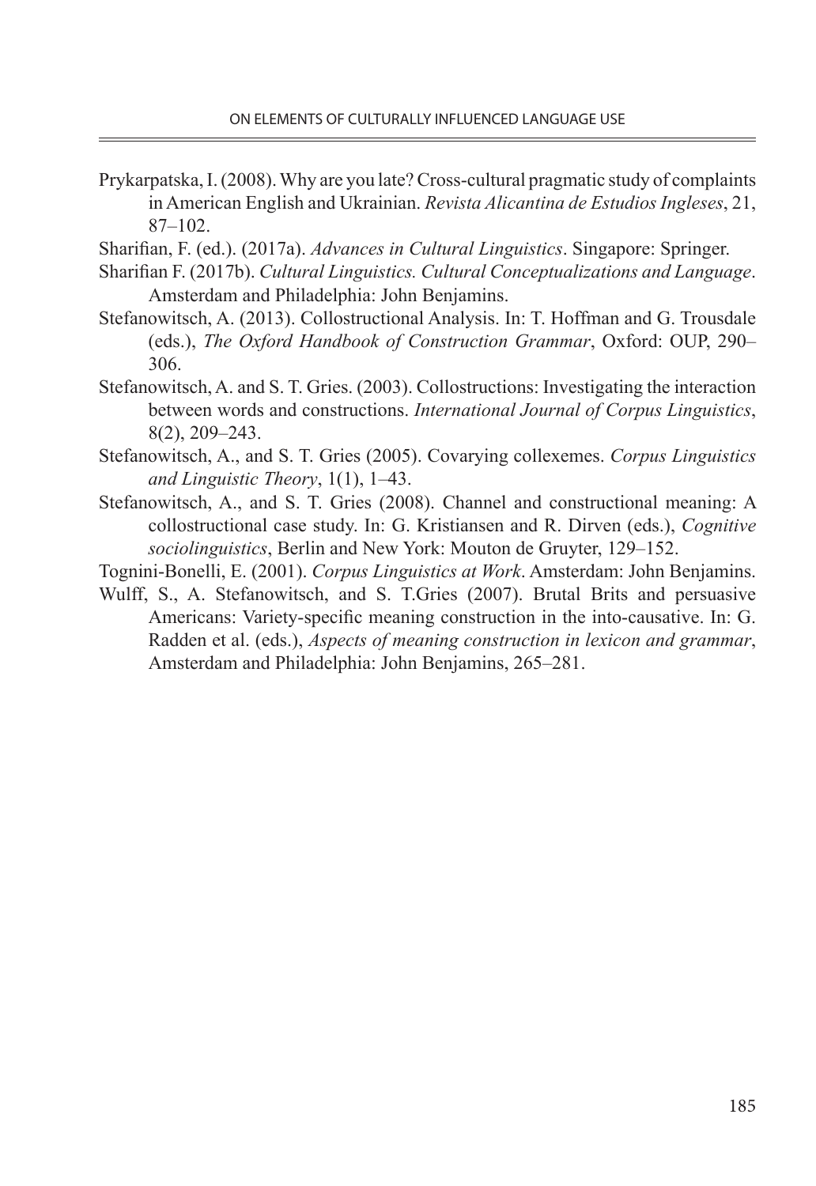Prykarpatska, I. (2008). Why are you late? Cross-cultural pragmatic study of complaints in American English and Ukrainian. *Revista Alicantina de Estudios Ingleses*, 21, 87–102.

Sharifian, F. (ed.). (2017a). *Advances in Cultural Linguistics*. Singapore: Springer.

Sharifian F. (2017b). *Cultural Linguistics. Cultural Conceptualizations and Language*. Amsterdam and Philadelphia: John Benjamins.

Stefanowitsch, A. (2013). Collostructional Analysis. In: T. Hoffman and G. Trousdale (eds.), *The Oxford Handbook of Construction Grammar*, Oxford: OUP, 290–306.

Stefanowitsch, A. and S. T. Gries. (2003). Collostructions: Investigating the interaction between words and constructions. *International Journal of Corpus Linguistics*, 8(2), 209–243.

Stefanowitsch, A., and S. T. Gries (2005). Covarying collexemes. *Corpus Linguistics and Linguistic Theory*, 1(1), 1–43.

Stefanowitsch, A., and S. T. Gries (2008). Channel and constructional meaning: A collostructional case study. In: G. Kristiansen and R. Dirven (eds.), *Cognitive sociolinguistics*, Berlin and New York: Mouton de Gruyter, 129–152.

Tognini-Bonelli, E. (2001). *Corpus Linguistics at Work*. Amsterdam: John Benjamins.

Wulff, S., A. Stefanowitsch, and S. T.Gries (2007). Brutal Brits and persuasive Americans: Variety-specific meaning construction in the into-causative. In: G. Radden et al. (eds.), *Aspects of meaning construction in lexicon and grammar*, Amsterdam and Philadelphia: John Benjamins, 265–281.